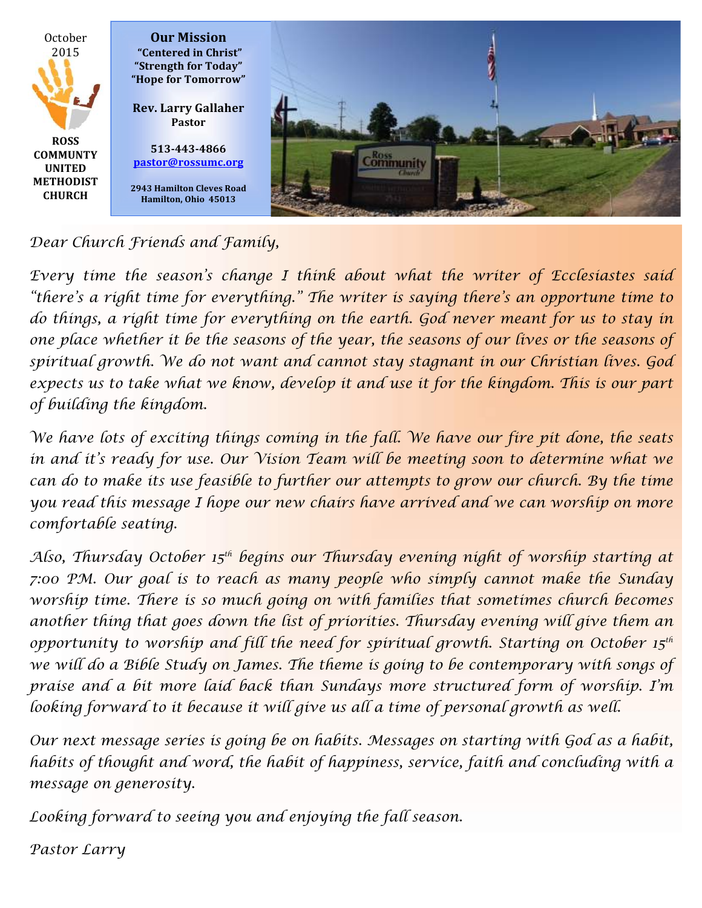October 2015

**ROSS COMMUNITY UNITED METHODIST CHURCH**

## Our Mission

**"Centered in Christ"**
**"Strength for Today"**
**"Hope for Tomorrow"**

**Rev. Larry Gallaher**
**Pastor**

**513-443-4866**
**pastor@rossumc.org**

**2943 Hamilton Cleves Road**
**Hamilton, Ohio 45013**

*Dear Church Friends and Family,*

*Every time the season's change I think about what the writer of Ecclesiastes said "there's a right time for everything." The writer is saying there's an opportune time to do things, a right time for everything on the earth. God never meant for us to stay in one place whether it be the seasons of the year, the seasons of our lives or the seasons of spiritual growth. We do not want and cannot stay stagnant in our Christian lives. God expects us to take what we know, develop it and use it for the kingdom. This is our part of building the kingdom.*

*We have lots of exciting things coming in the fall. We have our fire pit done, the seats in and it's ready for use. Our Vision Team will be meeting soon to determine what we can do to make its use feasible to further our attempts to grow our church. By the time you read this message I hope our new chairs have arrived and we can worship on more comfortable seating.*

*Also, Thursday October 15th begins our Thursday evening night of worship starting at 7:00 PM. Our goal is to reach as many people who simply cannot make the Sunday worship time. There is so much going on with families that sometimes church becomes another thing that goes down the list of priorities. Thursday evening will give them an opportunity to worship and fill the need for spiritual growth. Starting on October 15th we will do a Bible Study on James. The theme is going to be contemporary with songs of praise and a bit more laid back than Sundays more structured form of worship. I'm looking forward to it because it will give us all a time of personal growth as well.*

*Our next message series is going be on habits. Messages on starting with God as a habit, habits of thought and word, the habit of happiness, service, faith and concluding with a message on generosity.*

*Looking forward to seeing you and enjoying the fall season.*

*Pastor Larry*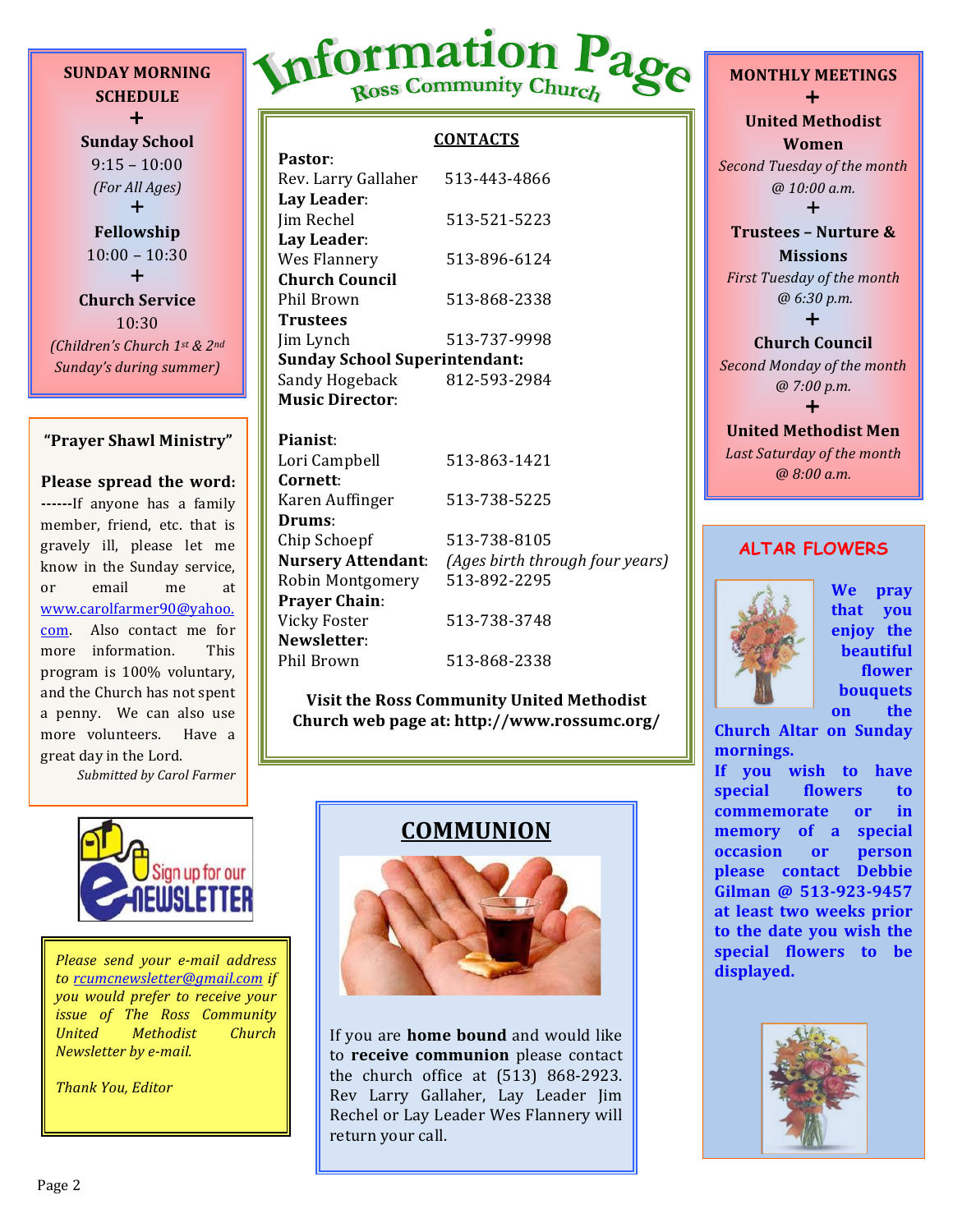# Information Page

## Ross Community Church

**SUNDAY MORNING SCHEDULE**

+

**Sunday School**
9:15 – 10:00
*(For All Ages)*

+

**Fellowship**
10:00 – 10:30

+

**Church Service**
10:30
*(Children's Church 1st & 2nd Sunday's during summer)*

**"Prayer Shawl Ministry"**

**Please spread the word:** ------If anyone has a family member, friend, etc. that is gravely ill, please let me know in the Sunday service, or email me at www.carolfarmer90@yahoo.com. Also contact me for more information. This program is 100% voluntary, and the Church has not spent a penny. We can also use more volunteers. Have a great day in the Lord.

*Submitted by Carol Farmer*

Sign up for our e-NEWSLETTER

*Please send your e-mail address to rcumcnewsletter@gmail.com if you would prefer to receive your issue of The Ross Community United Methodist Church Newsletter by e-mail.*

*Thank You, Editor*

### CONTACTS

**Pastor**:
Rev. Larry Gallaher 513-443-4866
**Lay Leader**:
Jim Rechel 513-521-5223
**Lay Leader**:
Wes Flannery 513-896-6124
**Church Council**
Phil Brown 513-868-2338
**Trustees**
Jim Lynch 513-737-9998
**Sunday School Superintendant:**
Sandy Hogeback 812-593-2984
**Music Director**:

**Pianist**:
Lori Campbell 513-863-1421
**Cornett**:
Karen Auffinger 513-738-5225
**Drums**:
Chip Schoepf 513-738-8105
**Nursery Attendant**: *(Ages birth through four years)*
Robin Montgomery 513-892-2295
**Prayer Chain**:
Vicky Foster 513-738-3748
**Newsletter**:
Phil Brown 513-868-2338

**Visit the Ross Community United Methodist Church web page at: http://www.rossumc.org/**

## COMMUNION

If you are **home bound** and would like to **receive communion** please contact the church office at (513) 868-2923. Rev Larry Gallaher, Lay Leader Jim Rechel or Lay Leader Wes Flannery will return your call.

**MONTHLY MEETINGS**

+

**United Methodist Women**
*Second Tuesday of the month @ 10:00 a.m.*

+

**Trustees – Nurture & Missions**
*First Tuesday of the month @ 6:30 p.m.*

+

**Church Council**
*Second Monday of the month @ 7:00 p.m.*

+

**United Methodist Men**
*Last Saturday of the month @ 8:00 a.m.*

## ALTAR FLOWERS

**We pray that you enjoy the beautiful flower bouquets on the Church Altar on Sunday mornings.**

**If you wish to have special flowers to commemorate or in memory of a special occasion or person please contact Debbie Gilman @ 513-923-9457 at least two weeks prior to the date you wish the special flowers to be displayed.**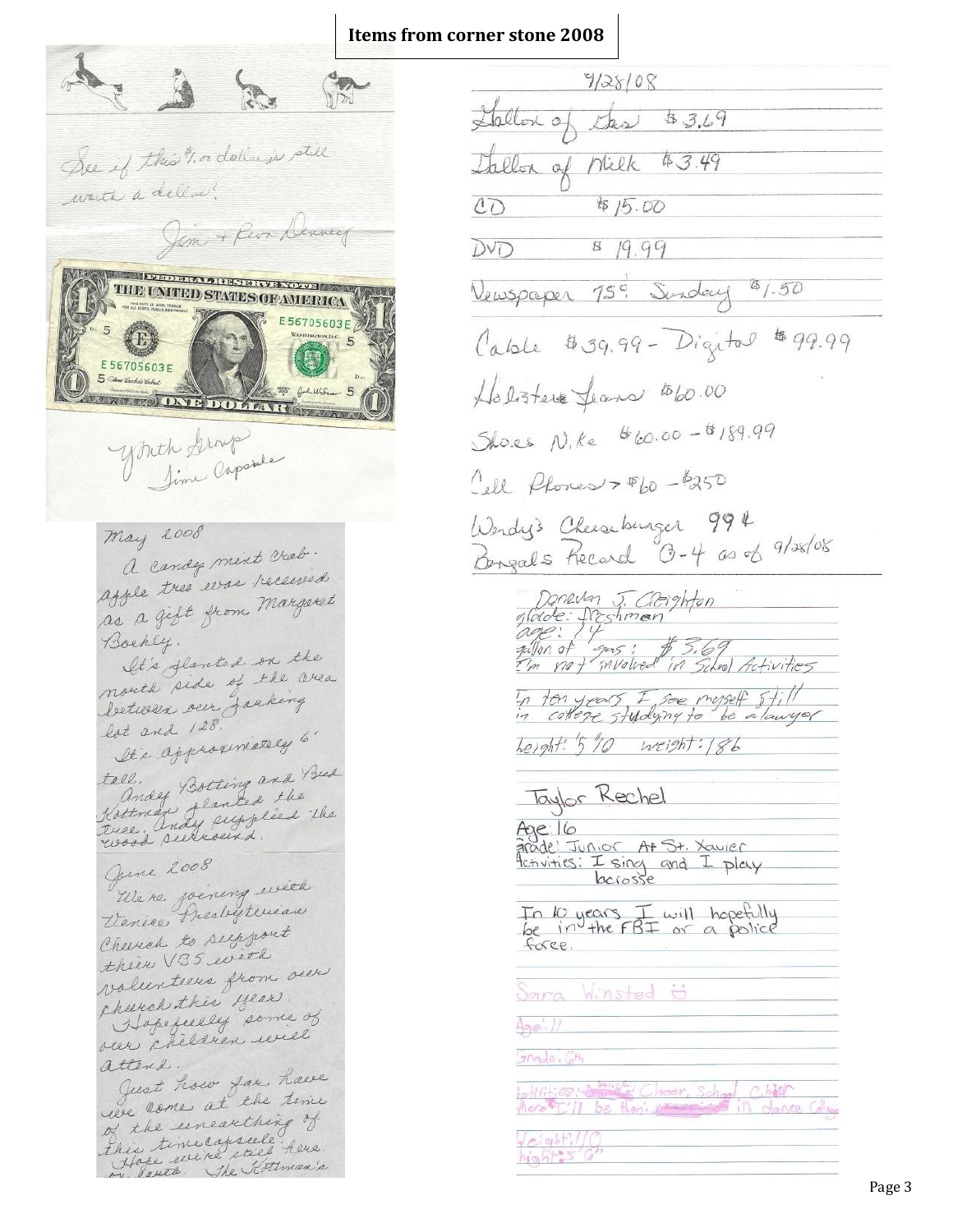# Items from corner stone 2008

See if this $1.00 dollar is still worth a dollar!

Jim + Rev. Denney

THE UNITED STATES OF AMERICA
FEDERAL RESERVE NOTE
E56705603E
ONE DOLLAR

Youth Group
Time Capsule

May 2008
A candy mint crab-apple tree was received as a gift from Margaret Boehly.
It's planted on the north side of the area between our parking lot and 128.
It's approximately 6' tall. Andy Botting and Bud Kottman planted the tree. Andy supplied the wood surround.

June 2008
We're joining with Venice Presbyterian Church to support their VBS with volunteers from our church this year.
Hopefully some of our children will attend.
Just how far have we come at the time of the unearthing of this time capsule.
Hope we're still here on South. The Kottman's

9/28/08
Gallon of Gas $3.69
Gallon of Milk $3.49
CD $15.00
DVD $19.99
Newspaper 75¢ Sunday $1.50
Cable $39.99 - Digital $99.99
Holister Jeans $60.00
Shoes Nike $60.00 - $189.99
Cell Phones > $60 - $250
Wendy's Cheeseburger 99¢
Bengals Record 0-4 as of 9/28/08

Donevan J. Creighton
grade: freshman
age: 14
gallon of gas: $3.69
I'm not involved in School Activities
In ten years I see myself still in college studying to be a lawyer
height: 5'10 weight: 186

Taylor Rechel
Age 16
grade: Junior At St. Xavier
Activities: I sing and I play lacrosse
In 10 years I will hopefully be in the FBI or a police force.

Sara Winsted ☺
Age: 11
Grade: 6th
Activities: ~~Dance~~ Cheer, School Choir
Where I'll be then: in dance College
Weight: 110
hight: 5'6"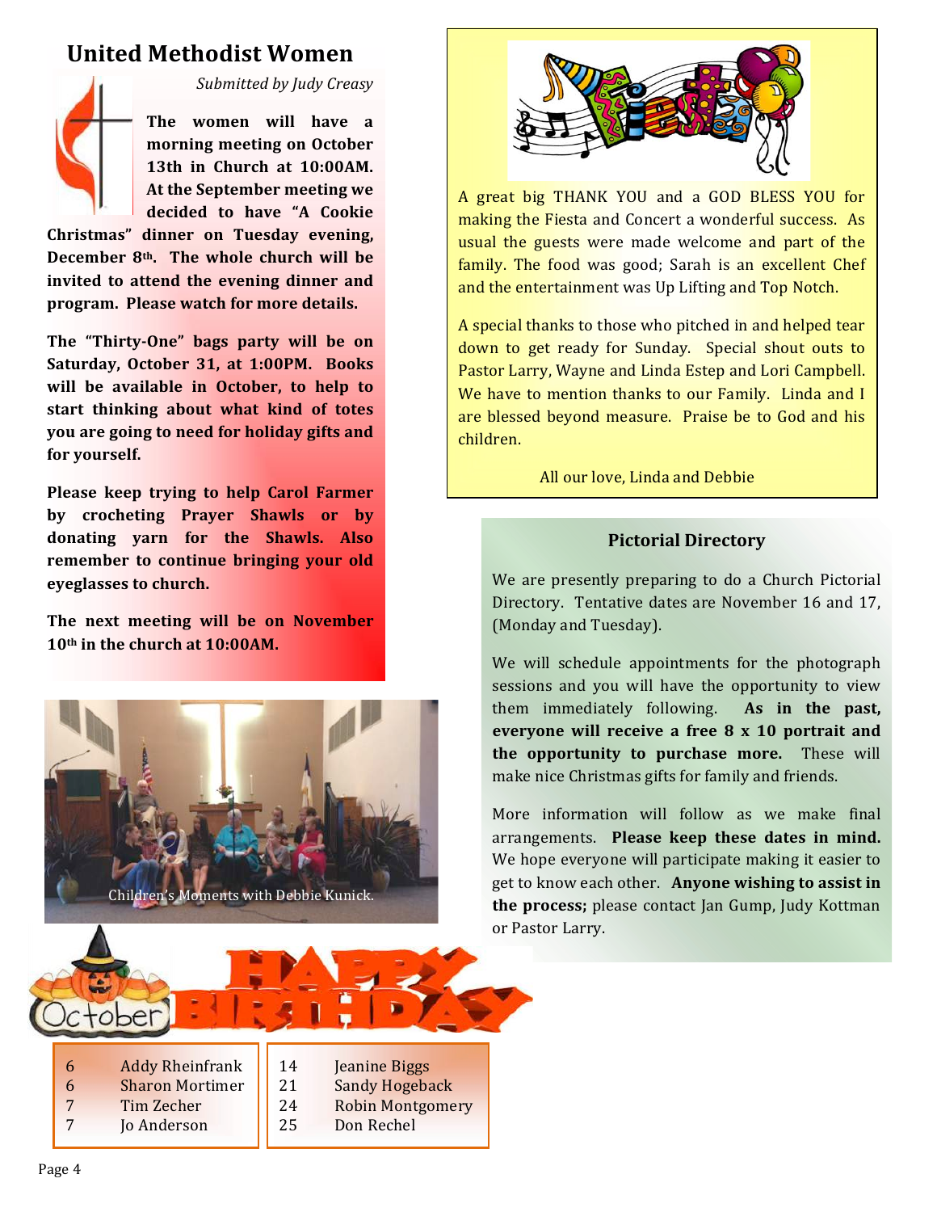## United Methodist Women

*Submitted by Judy Creasy*

**The women will have a morning meeting on October 13th in Church at 10:00AM. At the September meeting we decided to have "A Cookie Christmas" dinner on Tuesday evening, December 8th. The whole church will be invited to attend the evening dinner and program. Please watch for more details.**

**The "Thirty-One" bags party will be on Saturday, October 31, at 1:00PM. Books will be available in October, to help to start thinking about what kind of totes you are going to need for holiday gifts and for yourself.**

**Please keep trying to help Carol Farmer by crocheting Prayer Shawls or by donating yarn for the Shawls. Also remember to continue bringing your old eyeglasses to church.**

**The next meeting will be on November 10th in the church at 10:00AM.**

Children's Moments with Debbie Kunick.

## October Happy Birthday

| | |
|---|---|
| 6 | Addy Rheinfrank |
| 6 | Sharon Mortimer |
| 7 | Tim Zecher |
| 7 | Jo Anderson |
| 14 | Jeanine Biggs |
| 21 | Sandy Hogeback |
| 24 | Robin Montgomery |
| 25 | Don Rechel |

## Fiesta

A great big THANK YOU and a GOD BLESS YOU for making the Fiesta and Concert a wonderful success. As usual the guests were made welcome and part of the family. The food was good; Sarah is an excellent Chef and the entertainment was Up Lifting and Top Notch.

A special thanks to those who pitched in and helped tear down to get ready for Sunday. Special shout outs to Pastor Larry, Wayne and Linda Estep and Lori Campbell. We have to mention thanks to our Family. Linda and I are blessed beyond measure. Praise be to God and his children.

All our love, Linda and Debbie

### Pictorial Directory

We are presently preparing to do a Church Pictorial Directory. Tentative dates are November 16 and 17, (Monday and Tuesday).

We will schedule appointments for the photograph sessions and you will have the opportunity to view them immediately following. **As in the past, everyone will receive a free 8 x 10 portrait and the opportunity to purchase more.** These will make nice Christmas gifts for family and friends.

More information will follow as we make final arrangements. **Please keep these dates in mind.** We hope everyone will participate making it easier to get to know each other. **Anyone wishing to assist in the process;** please contact Jan Gump, Judy Kottman or Pastor Larry.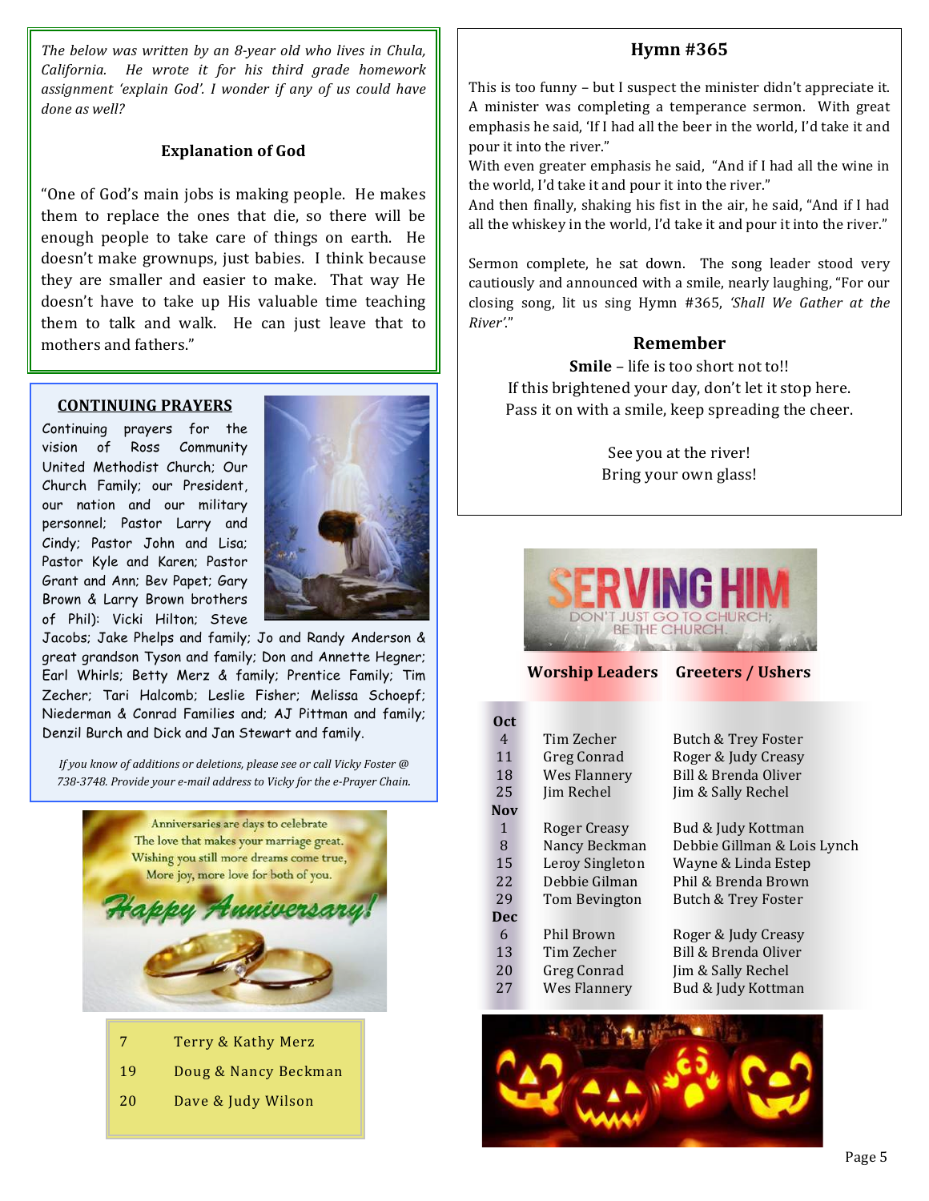*The below was written by an 8-year old who lives in Chula, California. He wrote it for his third grade homework assignment 'explain God'. I wonder if any of us could have done as well?*

### Explanation of God

"One of God's main jobs is making people. He makes them to replace the ones that die, so there will be enough people to take care of things on earth. He doesn't make grownups, just babies. I think because they are smaller and easier to make. That way He doesn't have to take up His valuable time teaching them to talk and walk. He can just leave that to mothers and fathers."

### CONTINUING PRAYERS

Continuing prayers for the vision of Ross Community United Methodist Church; Our Church Family; our President, our nation and our military personnel; Pastor Larry and Cindy; Pastor John and Lisa; Pastor Kyle and Karen; Pastor Grant and Ann; Bev Papet; Gary Brown & Larry Brown brothers of Phil): Vicki Hilton; Steve Jacobs; Jake Phelps and family; Jo and Randy Anderson & great grandson Tyson and family; Don and Annette Hegner; Earl Whirls; Betty Merz & family; Prentice Family; Tim Zecher; Tari Halcomb; Leslie Fisher; Melissa Schoepf; Niederman & Conrad Families and; AJ Pittman and family; Denzil Burch and Dick and Jan Stewart and family.

*If you know of additions or deletions, please see or call Vicky Foster @ 738-3748. Provide your e-mail address to Vicky for the e-Prayer Chain.*

Anniversaries are days to celebrate
The love that makes your marriage great.
Wishing you still more dreams come true,
More joy, more love for both of you.

**Happy Anniversary!**

| | |
|---|---|
| 7 | Terry & Kathy Merz |
| 19 | Doug & Nancy Beckman |
| 20 | Dave & Judy Wilson |

### Hymn #365

This is too funny – but I suspect the minister didn't appreciate it. A minister was completing a temperance sermon. With great emphasis he said, 'If I had all the beer in the world, I'd take it and pour it into the river."
With even greater emphasis he said, "And if I had all the wine in the world, I'd take it and pour it into the river."
And then finally, shaking his fist in the air, he said, "And if I had all the whiskey in the world, I'd take it and pour it into the river."

Sermon complete, he sat down. The song leader stood very cautiously and announced with a smile, nearly laughing, "For our closing song, lit us sing Hymn #365, *'Shall We Gather at the River'*."

### Remember

**Smile** – life is too short not to!!
If this brightened your day, don't let it stop here.
Pass it on with a smile, keep spreading the cheer.

See you at the river!
Bring your own glass!

**SERVING HIM**
DON'T JUST GO TO CHURCH; BE THE CHURCH.

| | Worship Leaders | Greeters / Ushers |
|---|---|---|
| **Oct** | | |
| 4 | Tim Zecher | Butch & Trey Foster |
| 11 | Greg Conrad | Roger & Judy Creasy |
| 18 | Wes Flannery | Bill & Brenda Oliver |
| 25 | Jim Rechel | Jim & Sally Rechel |
| **Nov** | | |
| 1 | Roger Creasy | Bud & Judy Kottman |
| 8 | Nancy Beckman | Debbie Gillman & Lois Lynch |
| 15 | Leroy Singleton | Wayne & Linda Estep |
| 22 | Debbie Gilman | Phil & Brenda Brown |
| 29 | Tom Bevington | Butch & Trey Foster |
| **Dec** | | |
| 6 | Phil Brown | Roger & Judy Creasy |
| 13 | Tim Zecher | Bill & Brenda Oliver |
| 20 | Greg Conrad | Jim & Sally Rechel |
| 27 | Wes Flannery | Bud & Judy Kottman |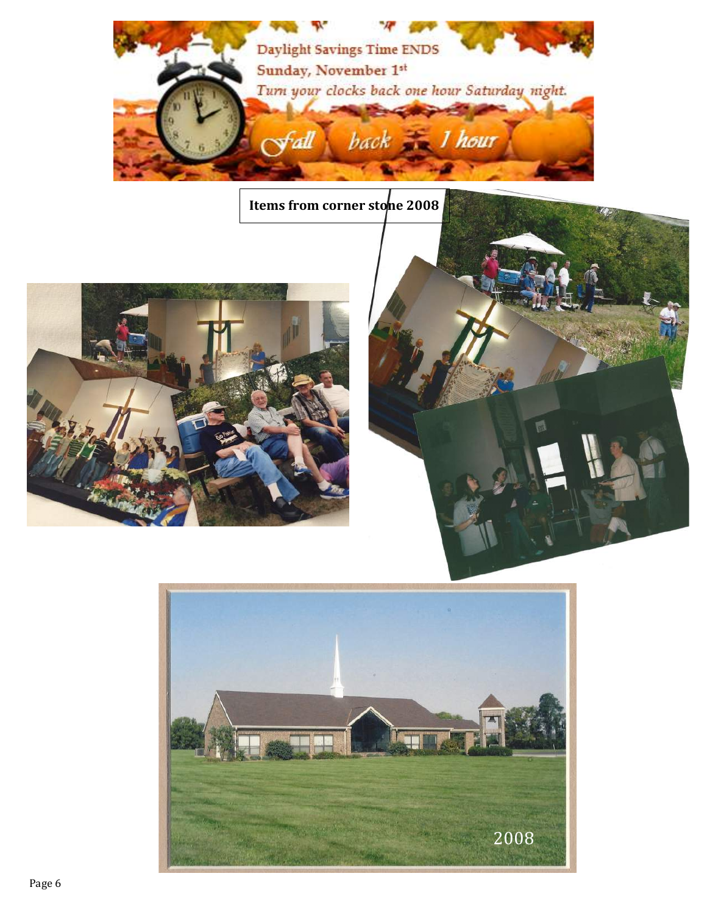Daylight Savings Time ENDS

Sunday, November 1st

*Turn your clocks back one hour Saturday night.*

*Fall back 1 hour*

**Items from corner stone 2008**

2008